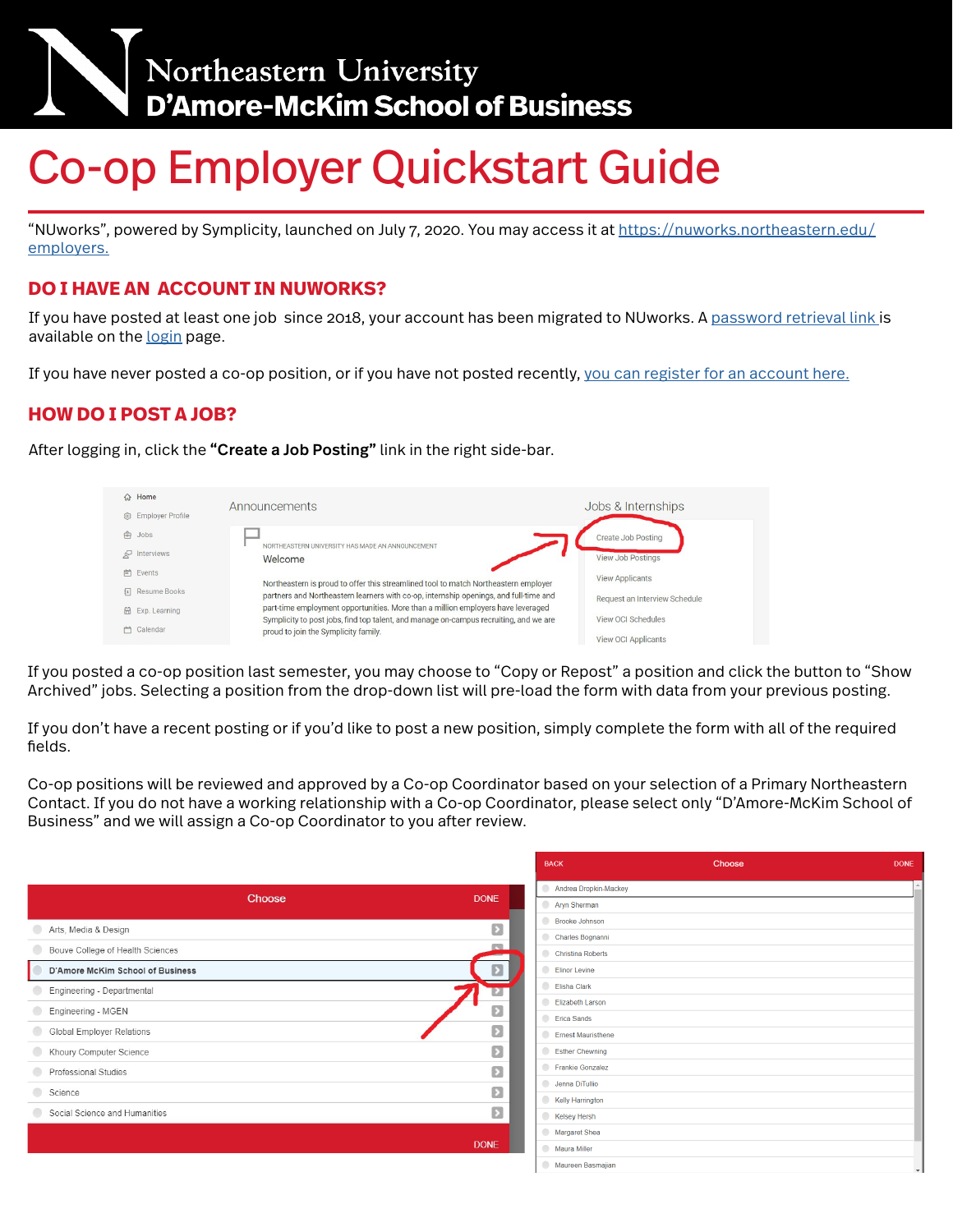# Northeastern University D'Amore-McKim School of Business

# Co-op Employer Quickstart Guide

"NUworks", powered by Symplicity, launched on July 7, 2020. You may access it at https://nuworks.northeastern.edu/employers.

## DO I HAVE AN ACCOUNT IN NUWORKS?

If you have posted at least one job since 2018, your account has been migrated to NUworks. A password retrieval link is available on the login page.

If you have never posted a co-op position, or if you have not posted recently, you can register for an account here.

## HOW DO I POST A JOB?

After logging in, click the **"Create a Job Posting"** link in the right side-bar.

If you posted a co-op position last semester, you may choose to "Copy or Repost" a position and click the button to "Show Archived" jobs. Selecting a position from the drop-down list will pre-load the form with data from your previous posting.

If you don't have a recent posting or if you'd like to post a new position, simply complete the form with all of the required fields.

Co-op positions will be reviewed and approved by a Co-op Coordinator based on your selection of a Primary Northeastern Contact. If you do not have a working relationship with a Co-op Coordinator, please select only "D'Amore-McKim School of Business" and we will assign a Co-op Coordinator to you after review.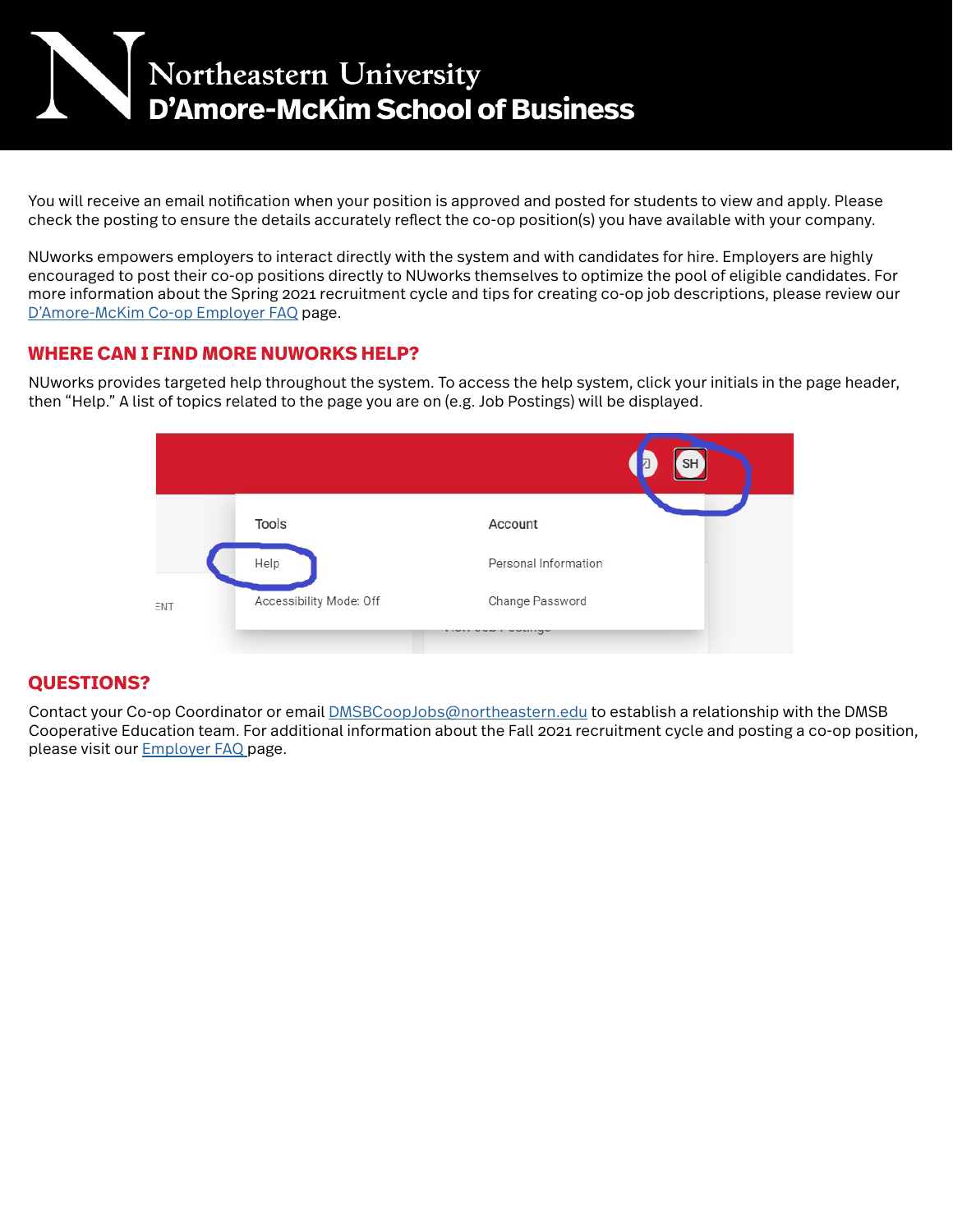You will receive an email notification when your position is approved and posted for students to view and apply. Please check the posting to ensure the details accurately reflect the co-op position(s) you have available with your company.

NUworks empowers employers to interact directly with the system and with candidates for hire. Employers are highly encouraged to post their co-op positions directly to NUworks themselves to optimize the pool of eligible candidates. For more information about the Spring 2021 recruitment cycle and tips for creating co-op job descriptions, please review our D'Amore-McKim Co-op Employer FAQ page.

## WHERE CAN I FIND MORE NUWORKS HELP?

NUworks provides targeted help throughout the system. To access the help system, click your initials in the page header, then "Help." A list of topics related to the page you are on (e.g. Job Postings) will be displayed.

## QUESTIONS?

Contact your Co-op Coordinator or email DMSBCoopJobs@northeastern.edu to establish a relationship with the DMSB Cooperative Education team. For additional information about the Fall 2021 recruitment cycle and posting a co-op position, please visit our Employer FAQ page.